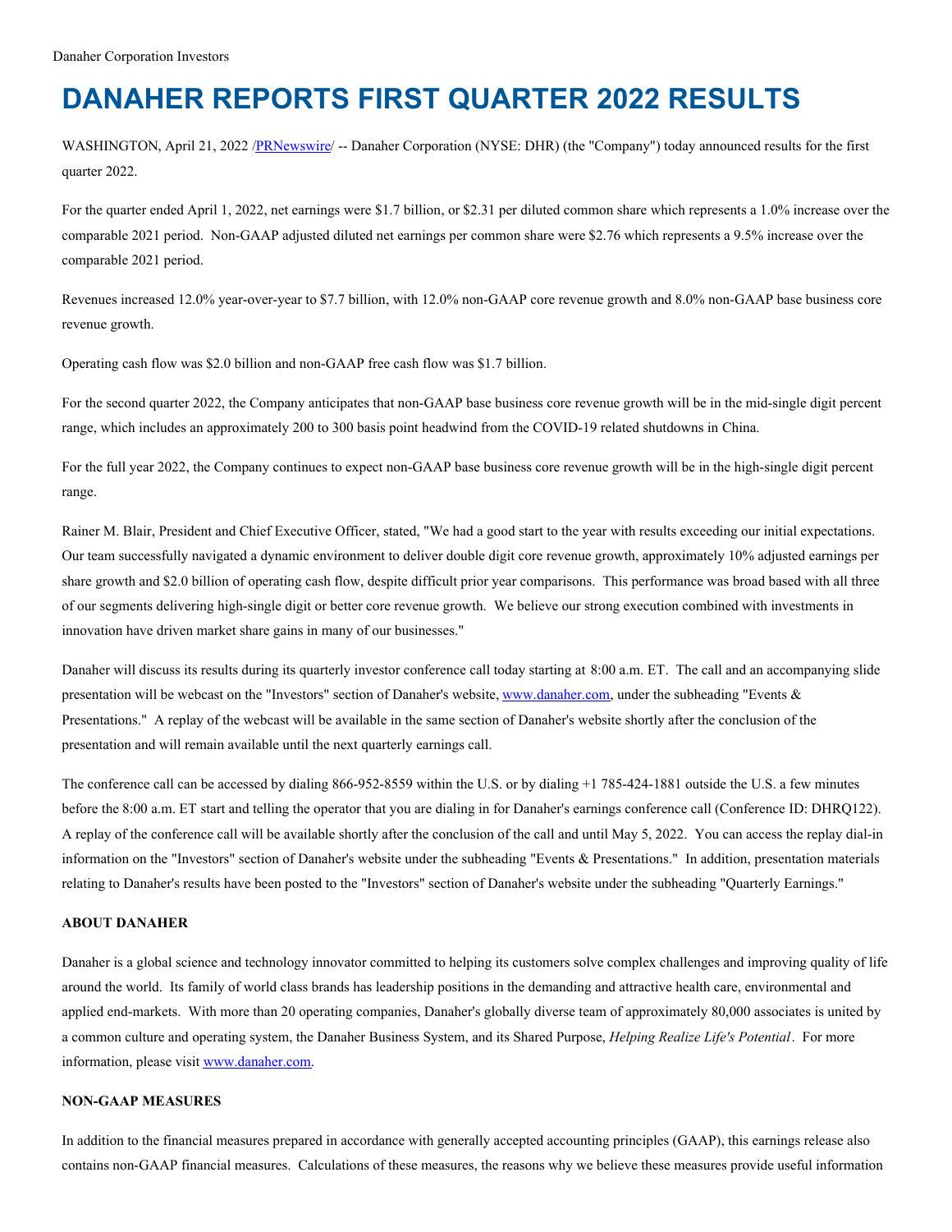Danaher Corporation Investors

# DANAHER REPORTS FIRST QUARTER 2022 RESULTS

WASHINGTON, April 21, 2022 /PRNewswire/ -- Danaher Corporation (NYSE: DHR) (the "Company") today announced results for the first quarter 2022.

For the quarter ended April 1, 2022, net earnings were $1.7 billion, or $2.31 per diluted common share which represents a 1.0% increase over the comparable 2021 period. Non-GAAP adjusted diluted net earnings per common share were $2.76 which represents a 9.5% increase over the comparable 2021 period.

Revenues increased 12.0% year-over-year to $7.7 billion, with 12.0% non-GAAP core revenue growth and 8.0% non-GAAP base business core revenue growth.

Operating cash flow was $2.0 billion and non-GAAP free cash flow was $1.7 billion.

For the second quarter 2022, the Company anticipates that non-GAAP base business core revenue growth will be in the mid-single digit percent range, which includes an approximately 200 to 300 basis point headwind from the COVID-19 related shutdowns in China.

For the full year 2022, the Company continues to expect non-GAAP base business core revenue growth will be in the high-single digit percent range.

Rainer M. Blair, President and Chief Executive Officer, stated, "We had a good start to the year with results exceeding our initial expectations. Our team successfully navigated a dynamic environment to deliver double digit core revenue growth, approximately 10% adjusted earnings per share growth and $2.0 billion of operating cash flow, despite difficult prior year comparisons. This performance was broad based with all three of our segments delivering high-single digit or better core revenue growth. We believe our strong execution combined with investments in innovation have driven market share gains in many of our businesses."

Danaher will discuss its results during its quarterly investor conference call today starting at 8:00 a.m. ET. The call and an accompanying slide presentation will be webcast on the "Investors" section of Danaher's website, www.danaher.com, under the subheading "Events & Presentations." A replay of the webcast will be available in the same section of Danaher's website shortly after the conclusion of the presentation and will remain available until the next quarterly earnings call.

The conference call can be accessed by dialing 866-952-8559 within the U.S. or by dialing +1 785-424-1881 outside the U.S. a few minutes before the 8:00 a.m. ET start and telling the operator that you are dialing in for Danaher's earnings conference call (Conference ID: DHRQ122). A replay of the conference call will be available shortly after the conclusion of the call and until May 5, 2022. You can access the replay dial-in information on the "Investors" section of Danaher's website under the subheading "Events & Presentations." In addition, presentation materials relating to Danaher's results have been posted to the "Investors" section of Danaher's website under the subheading "Quarterly Earnings."

**ABOUT DANAHER**

Danaher is a global science and technology innovator committed to helping its customers solve complex challenges and improving quality of life around the world. Its family of world class brands has leadership positions in the demanding and attractive health care, environmental and applied end-markets. With more than 20 operating companies, Danaher's globally diverse team of approximately 80,000 associates is united by a common culture and operating system, the Danaher Business System, and its Shared Purpose, *Helping Realize Life's Potential*. For more information, please visit www.danaher.com.

**NON-GAAP MEASURES**

In addition to the financial measures prepared in accordance with generally accepted accounting principles (GAAP), this earnings release also contains non-GAAP financial measures. Calculations of these measures, the reasons why we believe these measures provide useful information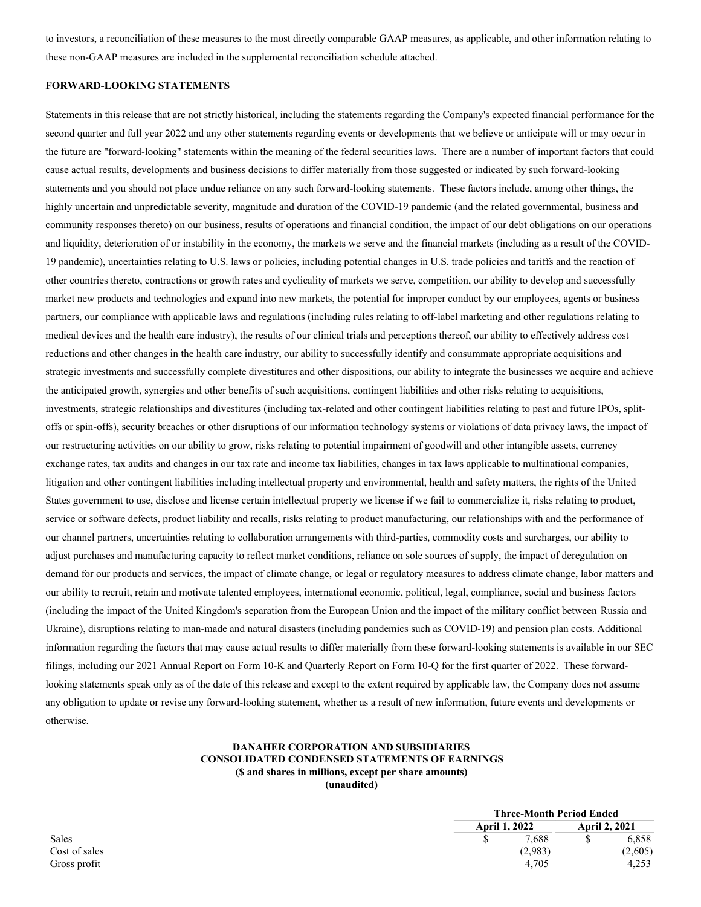to investors, a reconciliation of these measures to the most directly comparable GAAP measures, as applicable, and other information relating to these non-GAAP measures are included in the supplemental reconciliation schedule attached.

**FORWARD-LOOKING STATEMENTS**

Statements in this release that are not strictly historical, including the statements regarding the Company's expected financial performance for the second quarter and full year 2022 and any other statements regarding events or developments that we believe or anticipate will or may occur in the future are "forward-looking" statements within the meaning of the federal securities laws. There are a number of important factors that could cause actual results, developments and business decisions to differ materially from those suggested or indicated by such forward-looking statements and you should not place undue reliance on any such forward-looking statements. These factors include, among other things, the highly uncertain and unpredictable severity, magnitude and duration of the COVID-19 pandemic (and the related governmental, business and community responses thereto) on our business, results of operations and financial condition, the impact of our debt obligations on our operations and liquidity, deterioration of or instability in the economy, the markets we serve and the financial markets (including as a result of the COVID-19 pandemic), uncertainties relating to U.S. laws or policies, including potential changes in U.S. trade policies and tariffs and the reaction of other countries thereto, contractions or growth rates and cyclicality of markets we serve, competition, our ability to develop and successfully market new products and technologies and expand into new markets, the potential for improper conduct by our employees, agents or business partners, our compliance with applicable laws and regulations (including rules relating to off-label marketing and other regulations relating to medical devices and the health care industry), the results of our clinical trials and perceptions thereof, our ability to effectively address cost reductions and other changes in the health care industry, our ability to successfully identify and consummate appropriate acquisitions and strategic investments and successfully complete divestitures and other dispositions, our ability to integrate the businesses we acquire and achieve the anticipated growth, synergies and other benefits of such acquisitions, contingent liabilities and other risks relating to acquisitions, investments, strategic relationships and divestitures (including tax-related and other contingent liabilities relating to past and future IPOs, split-offs or spin-offs), security breaches or other disruptions of our information technology systems or violations of data privacy laws, the impact of our restructuring activities on our ability to grow, risks relating to potential impairment of goodwill and other intangible assets, currency exchange rates, tax audits and changes in our tax rate and income tax liabilities, changes in tax laws applicable to multinational companies, litigation and other contingent liabilities including intellectual property and environmental, health and safety matters, the rights of the United States government to use, disclose and license certain intellectual property we license if we fail to commercialize it, risks relating to product, service or software defects, product liability and recalls, risks relating to product manufacturing, our relationships with and the performance of our channel partners, uncertainties relating to collaboration arrangements with third-parties, commodity costs and surcharges, our ability to adjust purchases and manufacturing capacity to reflect market conditions, reliance on sole sources of supply, the impact of deregulation on demand for our products and services, the impact of climate change, or legal or regulatory measures to address climate change, labor matters and our ability to recruit, retain and motivate talented employees, international economic, political, legal, compliance, social and business factors (including the impact of the United Kingdom's separation from the European Union and the impact of the military conflict between Russia and Ukraine), disruptions relating to man-made and natural disasters (including pandemics such as COVID-19) and pension plan costs. Additional information regarding the factors that may cause actual results to differ materially from these forward-looking statements is available in our SEC filings, including our 2021 Annual Report on Form 10-K and Quarterly Report on Form 10-Q for the first quarter of 2022. These forward-looking statements speak only as of the date of this release and except to the extent required by applicable law, the Company does not assume any obligation to update or revise any forward-looking statement, whether as a result of new information, future events and developments or otherwise.

**DANAHER CORPORATION AND SUBSIDIARIES**
**CONSOLIDATED CONDENSED STATEMENTS OF EARNINGS**
**($ and shares in millions, except per share amounts)**
**(unaudited)**

| | Three-Month Period Ended | |
|---|---|---|
| | April 1, 2022 | April 2, 2021 |
| Sales | $ 7,688 | $ 6,858 |
| Cost of sales | (2,983) | (2,605) |
| Gross profit | 4,705 | 4,253 |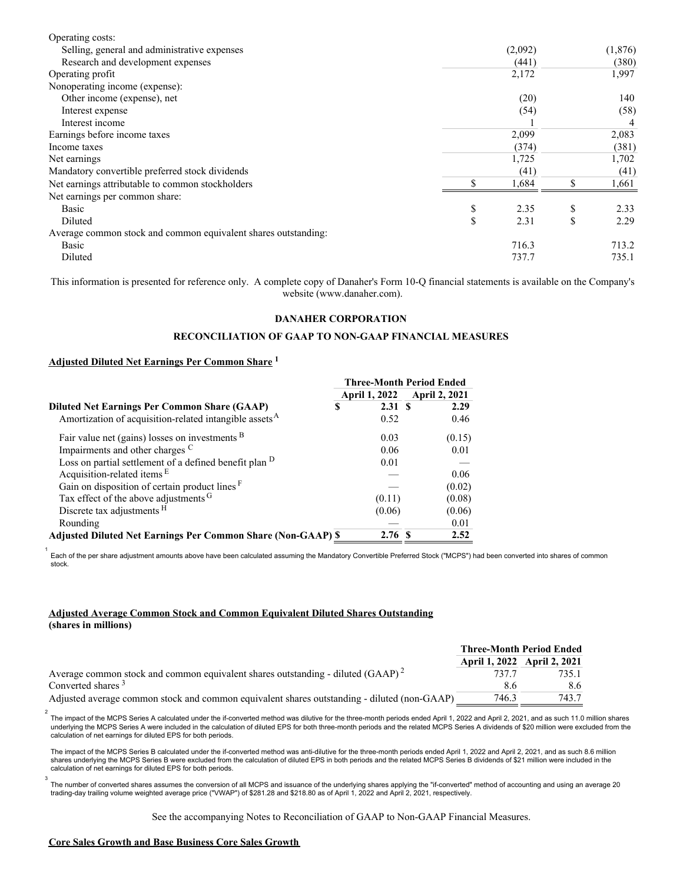| | | |
|---|---|---|
| Operating costs: | | |
| Selling, general and administrative expenses | (2,092) | (1,876) |
| Research and development expenses | (441) | (380) |
| Operating profit | 2,172 | 1,997 |
| Nonoperating income (expense): | | |
| Other income (expense), net | (20) | 140 |
| Interest expense | (54) | (58) |
| Interest income | 1 | 4 |
| Earnings before income taxes | 2,099 | 2,083 |
| Income taxes | (374) | (381) |
| Net earnings | 1,725 | 1,702 |
| Mandatory convertible preferred stock dividends | (41) | (41) |
| Net earnings attributable to common stockholders | $ 1,684 | $ 1,661 |
| Net earnings per common share: | | |
| Basic | $ 2.35 | $ 2.33 |
| Diluted | $ 2.31 | $ 2.29 |
| Average common stock and common equivalent shares outstanding: | | |
| Basic | 716.3 | 713.2 |
| Diluted | 737.7 | 735.1 |

This information is presented for reference only. A complete copy of Danaher's Form 10-Q financial statements is available on the Company's website (www.danaher.com).

**DANAHER CORPORATION**

**RECONCILIATION OF GAAP TO NON-GAAP FINANCIAL MEASURES**

**Adjusted Diluted Net Earnings Per Common Share [1]**

| | Three-Month Period Ended | |
|---|---|---|
| | April 1, 2022 | April 2, 2021 |
| **Diluted Net Earnings Per Common Share (GAAP)** | $ 2.31 | $ 2.29 |
| Amortization of acquisition-related intangible assets [A] | 0.52 | 0.46 |
| Fair value net (gains) losses on investments [B] | 0.03 | (0.15) |
| Impairments and other charges [C] | 0.06 | 0.01 |
| Loss on partial settlement of a defined benefit plan [D] | 0.01 | — |
| Acquisition-related items [E] | — | 0.06 |
| Gain on disposition of certain product lines [F] | — | (0.02) |
| Tax effect of the above adjustments [G] | (0.11) | (0.08) |
| Discrete tax adjustments [H] | (0.06) | (0.06) |
| Rounding | — | 0.01 |
| **Adjusted Diluted Net Earnings Per Common Share (Non-GAAP)** | **$ 2.76** | **$ 2.52** |

[1] Each of the per share adjustment amounts above have been calculated assuming the Mandatory Convertible Preferred Stock ("MCPS") had been converted into shares of common stock.

**Adjusted Average Common Stock and Common Equivalent Diluted Shares Outstanding**
**(shares in millions)**

| | Three-Month Period Ended | |
|---|---|---|
| | April 1, 2022 | April 2, 2021 |
| Average common stock and common equivalent shares outstanding - diluted (GAAP) [2] | 737.7 | 735.1 |
| Converted shares [3] | 8.6 | 8.6 |
| Adjusted average common stock and common equivalent shares outstanding - diluted (non-GAAP) | 746.3 | 743.7 |

[2] The impact of the MCPS Series A calculated under the if-converted method was dilutive for the three-month periods ended April 1, 2022 and April 2, 2021, and as such 11.0 million shares underlying the MCPS Series A were included in the calculation of diluted EPS for both three-month periods and the related MCPS Series A dividends of $20 million were excluded from the calculation of net earnings for diluted EPS for both periods.

The impact of the MCPS Series B calculated under the if-converted method was anti-dilutive for the three-month periods ended April 1, 2022 and April 2, 2021, and as such 8.6 million shares underlying the MCPS Series B were excluded from the calculation of diluted EPS in both periods and the related MCPS Series B dividends of $21 million were included in the calculation of net earnings for diluted EPS for both periods.

[3] The number of converted shares assumes the conversion of all MCPS and issuance of the underlying shares applying the "if-converted" method of accounting and using an average 20 trading-day trailing volume weighted average price ("VWAP") of $281.28 and $218.80 as of April 1, 2022 and April 2, 2021, respectively.

See the accompanying Notes to Reconciliation of GAAP to Non-GAAP Financial Measures.

**Core Sales Growth and Base Business Core Sales Growth**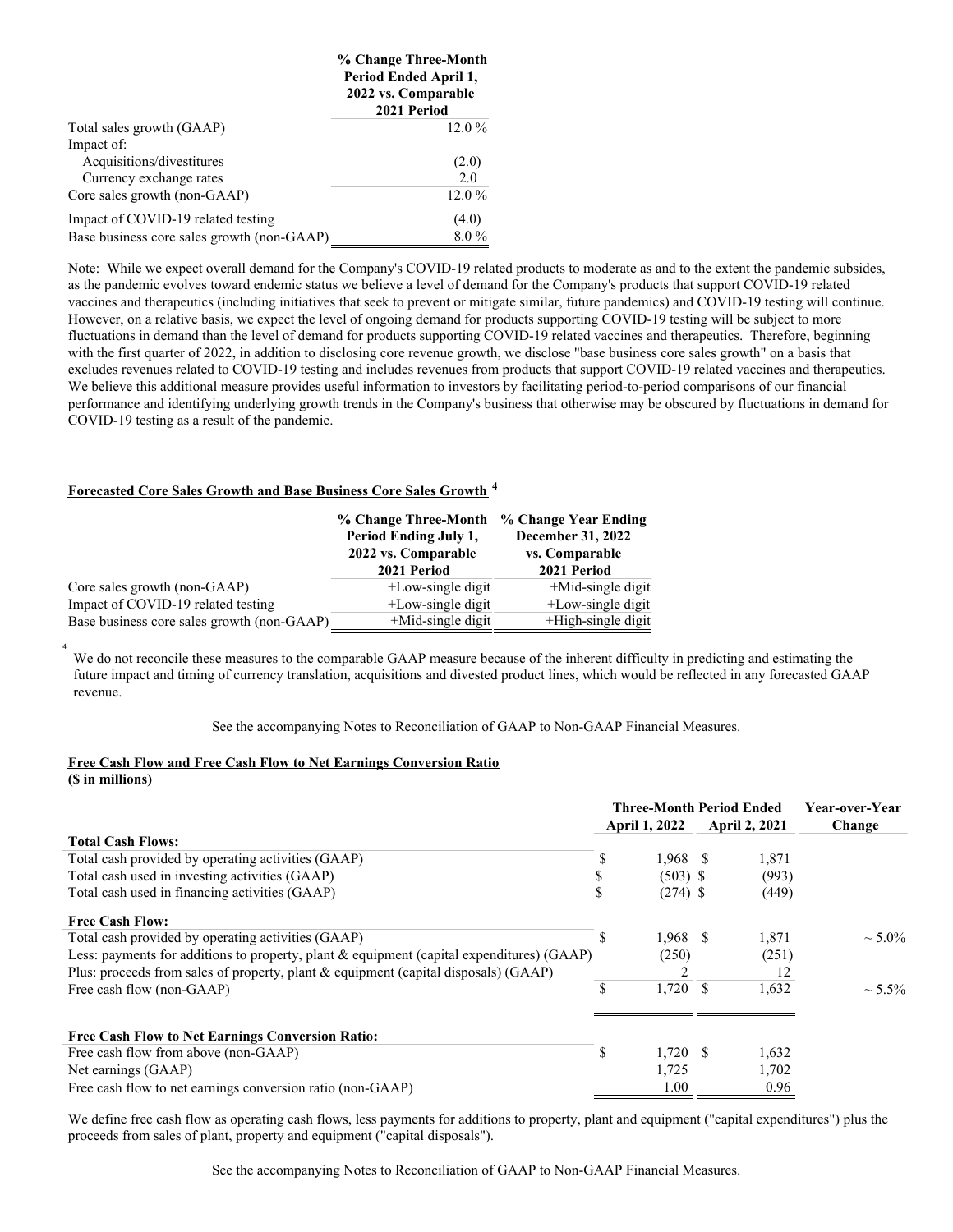| | % Change Three-Month Period Ended April 1, 2022 vs. Comparable 2021 Period |
|---|---|
| Total sales growth (GAAP) | 12.0 % |
| Impact of: | |
| Acquisitions/divestitures | (2.0) |
| Currency exchange rates | 2.0 |
| Core sales growth (non-GAAP) | 12.0 % |
| Impact of COVID-19 related testing | (4.0) |
| Base business core sales growth (non-GAAP) | 8.0 % |

Note: While we expect overall demand for the Company's COVID-19 related products to moderate as and to the extent the pandemic subsides, as the pandemic evolves toward endemic status we believe a level of demand for the Company's products that support COVID-19 related vaccines and therapeutics (including initiatives that seek to prevent or mitigate similar, future pandemics) and COVID-19 testing will continue. However, on a relative basis, we expect the level of ongoing demand for products supporting COVID-19 testing will be subject to more fluctuations in demand than the level of demand for products supporting COVID-19 related vaccines and therapeutics. Therefore, beginning with the first quarter of 2022, in addition to disclosing core revenue growth, we disclose "base business core sales growth" on a basis that excludes revenues related to COVID-19 testing and includes revenues from products that support COVID-19 related vaccines and therapeutics. We believe this additional measure provides useful information to investors by facilitating period-to-period comparisons of our financial performance and identifying underlying growth trends in the Company's business that otherwise may be obscured by fluctuations in demand for COVID-19 testing as a result of the pandemic.

## Forecasted Core Sales Growth and Base Business Core Sales Growth [4]

| | % Change Three-Month Period Ending July 1, 2022 vs. Comparable 2021 Period | % Change Year Ending December 31, 2022 vs. Comparable 2021 Period |
|---|---|---|
| Core sales growth (non-GAAP) | +Low-single digit | +Mid-single digit |
| Impact of COVID-19 related testing | +Low-single digit | +Low-single digit |
| Base business core sales growth (non-GAAP) | +Mid-single digit | +High-single digit |

[4] We do not reconcile these measures to the comparable GAAP measure because of the inherent difficulty in predicting and estimating the future impact and timing of currency translation, acquisitions and divested product lines, which would be reflected in any forecasted GAAP revenue.

See the accompanying Notes to Reconciliation of GAAP to Non-GAAP Financial Measures.

## Free Cash Flow and Free Cash Flow to Net Earnings Conversion Ratio
**($ in millions)**

| | Three-Month Period Ended April 1, 2022 | Three-Month Period Ended April 2, 2021 | Year-over-Year Change |
|---|---|---|---|
| **Total Cash Flows:** | | | |
| Total cash provided by operating activities (GAAP) | $ 1,968 | $ 1,871 | |
| Total cash used in investing activities (GAAP) | $ (503) | $ (993) | |
| Total cash used in financing activities (GAAP) | $ (274) | $ (449) | |
| **Free Cash Flow:** | | | |
| Total cash provided by operating activities (GAAP) | $ 1,968 | $ 1,871 | ~ 5.0% |
| Less: payments for additions to property, plant & equipment (capital expenditures) (GAAP) | (250) | (251) | |
| Plus: proceeds from sales of property, plant & equipment (capital disposals) (GAAP) | 2 | 12 | |
| Free cash flow (non-GAAP) | $ 1,720 | $ 1,632 | ~ 5.5% |
| **Free Cash Flow to Net Earnings Conversion Ratio:** | | | |
| Free cash flow from above (non-GAAP) | $ 1,720 | $ 1,632 | |
| Net earnings (GAAP) | 1,725 | 1,702 | |
| Free cash flow to net earnings conversion ratio (non-GAAP) | 1.00 | 0.96 | |

We define free cash flow as operating cash flows, less payments for additions to property, plant and equipment ("capital expenditures") plus the proceeds from sales of plant, property and equipment ("capital disposals").

See the accompanying Notes to Reconciliation of GAAP to Non-GAAP Financial Measures.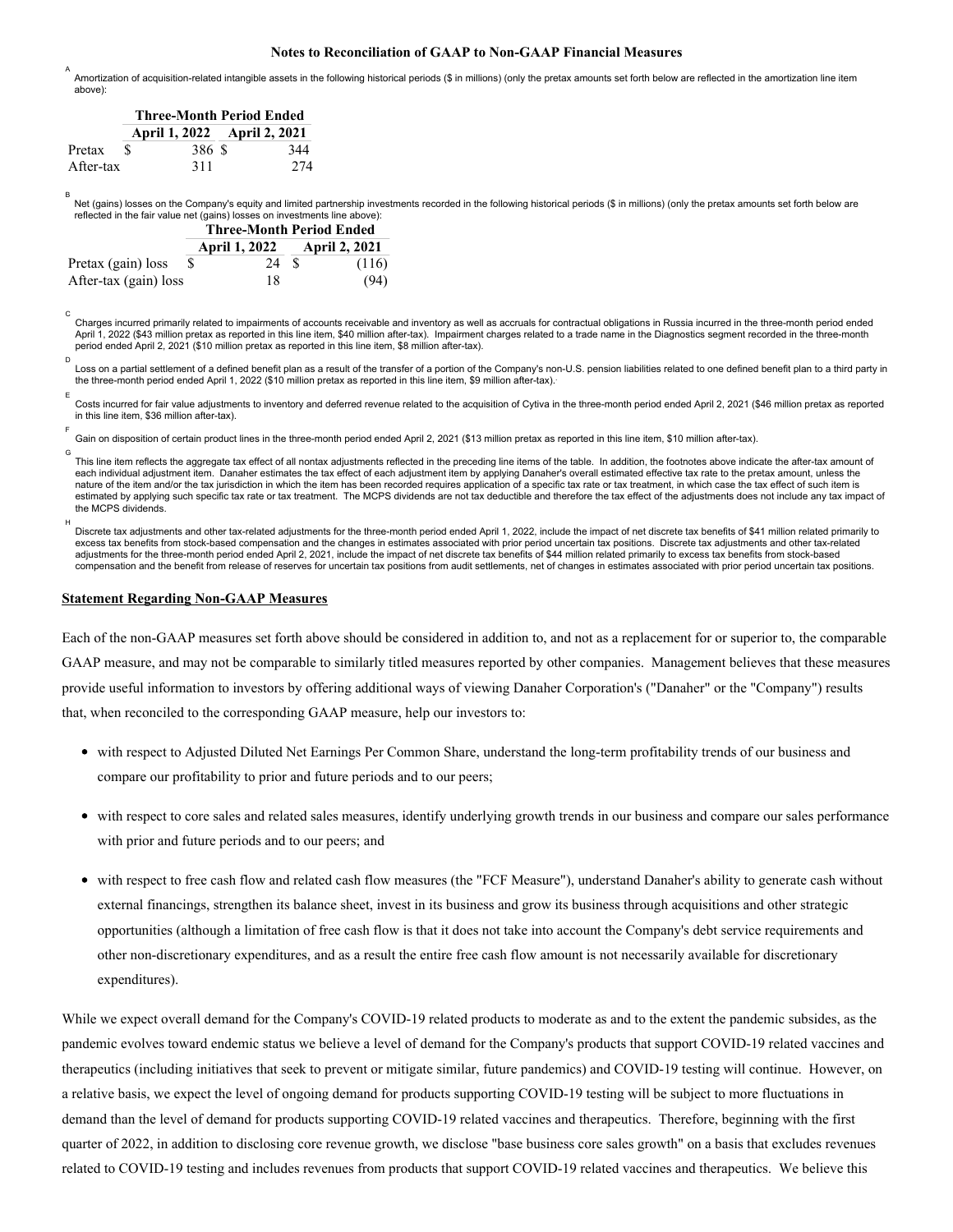## Notes to Reconciliation of GAAP to Non-GAAP Financial Measures

[A] Amortization of acquisition-related intangible assets in the following historical periods ($ in millions) (only the pretax amounts set forth below are reflected in the amortization line item above):

| | Three-Month Period Ended | |
|---|---|---|
| | April 1, 2022 | April 2, 2021 |
| Pretax | $ 386 | $ 344 |
| After-tax | 311 | 274 |

[B] Net (gains) losses on the Company's equity and limited partnership investments recorded in the following historical periods ($ in millions) (only the pretax amounts set forth below are reflected in the fair value net (gains) losses on investments line above):

| | Three-Month Period Ended | |
|---|---|---|
| | April 1, 2022 | April 2, 2021 |
| Pretax (gain) loss | $ 24 | $ (116) |
| After-tax (gain) loss | 18 | (94) |

[C] Charges incurred primarily related to impairments of accounts receivable and inventory as well as accruals for contractual obligations in Russia incurred in the three-month period ended April 1, 2022 ($43 million pretax as reported in this line item, $40 million after-tax). Impairment charges related to a trade name in the Diagnostics segment recorded in the three-month period ended April 2, 2021 ($10 million pretax as reported in this line item, $8 million after-tax).

[D] Loss on a partial settlement of a defined benefit plan as a result of the transfer of a portion of the Company's non-U.S. pension liabilities related to one defined benefit plan to a third party in the three-month period ended April 1, 2022 ($10 million pretax as reported in this line item, $9 million after-tax).

[E] Costs incurred for fair value adjustments to inventory and deferred revenue related to the acquisition of Cytiva in the three-month period ended April 2, 2021 ($46 million pretax as reported in this line item, $36 million after-tax).

[F] Gain on disposition of certain product lines in the three-month period ended April 2, 2021 ($13 million pretax as reported in this line item, $10 million after-tax).

[G] This line item reflects the aggregate tax effect of all nontax adjustments reflected in the preceding line items of the table. In addition, the footnotes above indicate the after-tax amount of each individual adjustment item. Danaher estimates the tax effect of each adjustment item by applying Danaher's overall estimated effective tax rate to the pretax amount, unless the nature of the item and/or the tax jurisdiction in which the item has been recorded requires application of a specific tax rate or tax treatment, in which case the tax effect of such item is estimated by applying such specific tax rate or tax treatment. The MCPS dividends are not tax deductible and therefore the tax effect of the adjustments does not include any tax impact of the MCPS dividends.

[H] Discrete tax adjustments and other tax-related adjustments for the three-month period ended April 1, 2022, include the impact of net discrete tax benefits of $41 million related primarily to excess tax benefits from stock-based compensation and the changes in estimates associated with prior period uncertain tax positions. Discrete tax adjustments and other tax-related adjustments for the three-month period ended April 2, 2021, include the impact of net discrete tax benefits of $44 million related primarily to excess tax benefits from stock-based compensation and the benefit from release of reserves for uncertain tax positions from audit settlements, net of changes in estimates associated with prior period uncertain tax positions.

**Statement Regarding Non-GAAP Measures**

Each of the non-GAAP measures set forth above should be considered in addition to, and not as a replacement for or superior to, the comparable GAAP measure, and may not be comparable to similarly titled measures reported by other companies. Management believes that these measures provide useful information to investors by offering additional ways of viewing Danaher Corporation's ("Danaher" or the "Company") results that, when reconciled to the corresponding GAAP measure, help our investors to:

- with respect to Adjusted Diluted Net Earnings Per Common Share, understand the long-term profitability trends of our business and compare our profitability to prior and future periods and to our peers;
- with respect to core sales and related sales measures, identify underlying growth trends in our business and compare our sales performance with prior and future periods and to our peers; and
- with respect to free cash flow and related cash flow measures (the "FCF Measure"), understand Danaher's ability to generate cash without external financings, strengthen its balance sheet, invest in its business and grow its business through acquisitions and other strategic opportunities (although a limitation of free cash flow is that it does not take into account the Company's debt service requirements and other non-discretionary expenditures, and as a result the entire free cash flow amount is not necessarily available for discretionary expenditures).

While we expect overall demand for the Company's COVID-19 related products to moderate as and to the extent the pandemic subsides, as the pandemic evolves toward endemic status we believe a level of demand for the Company's products that support COVID-19 related vaccines and therapeutics (including initiatives that seek to prevent or mitigate similar, future pandemics) and COVID-19 testing will continue. However, on a relative basis, we expect the level of ongoing demand for products supporting COVID-19 testing will be subject to more fluctuations in demand than the level of demand for products supporting COVID-19 related vaccines and therapeutics. Therefore, beginning with the first quarter of 2022, in addition to disclosing core revenue growth, we disclose "base business core sales growth" on a basis that excludes revenues related to COVID-19 testing and includes revenues from products that support COVID-19 related vaccines and therapeutics. We believe this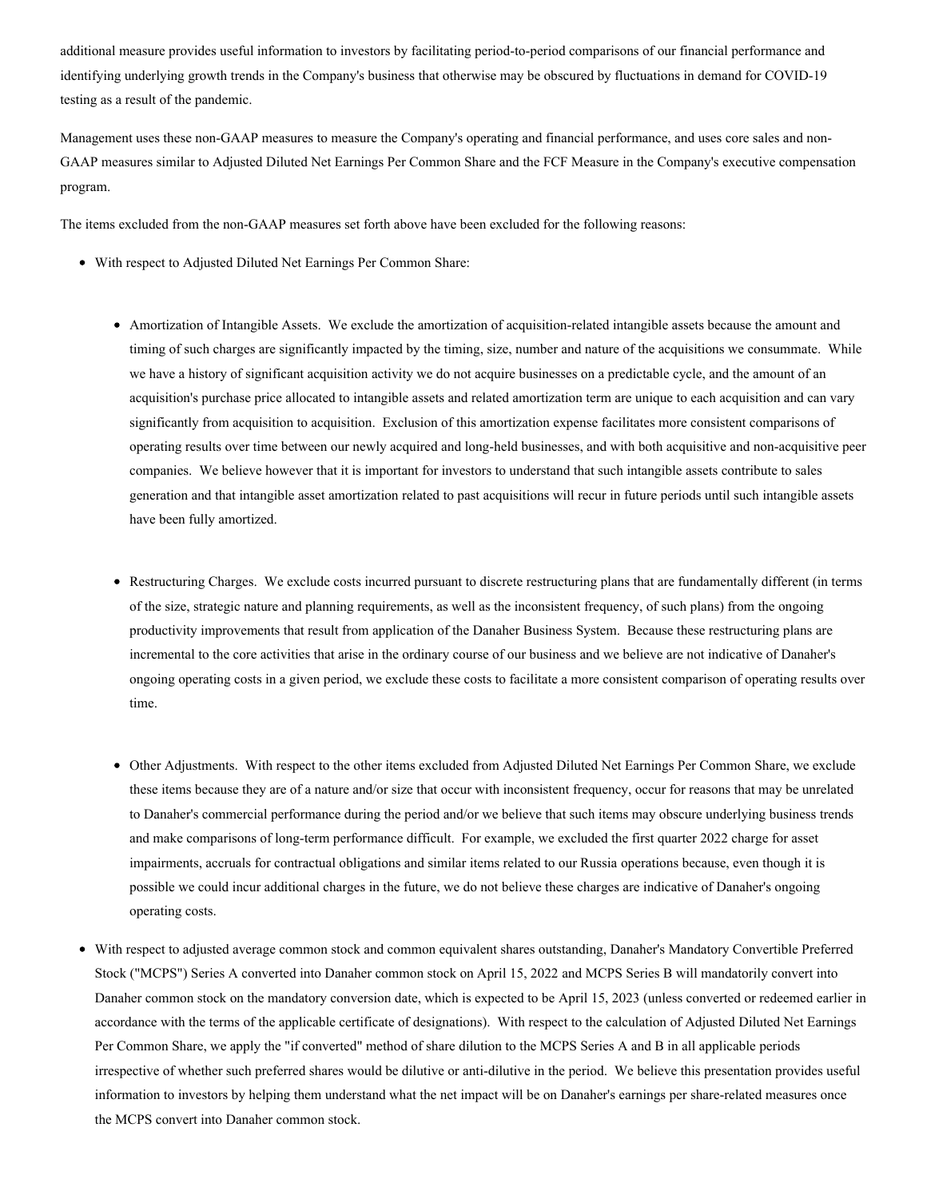additional measure provides useful information to investors by facilitating period-to-period comparisons of our financial performance and identifying underlying growth trends in the Company's business that otherwise may be obscured by fluctuations in demand for COVID-19 testing as a result of the pandemic.

Management uses these non-GAAP measures to measure the Company's operating and financial performance, and uses core sales and non-GAAP measures similar to Adjusted Diluted Net Earnings Per Common Share and the FCF Measure in the Company's executive compensation program.

The items excluded from the non-GAAP measures set forth above have been excluded for the following reasons:

- With respect to Adjusted Diluted Net Earnings Per Common Share:
  - Amortization of Intangible Assets. We exclude the amortization of acquisition-related intangible assets because the amount and timing of such charges are significantly impacted by the timing, size, number and nature of the acquisitions we consummate. While we have a history of significant acquisition activity we do not acquire businesses on a predictable cycle, and the amount of an acquisition's purchase price allocated to intangible assets and related amortization term are unique to each acquisition and can vary significantly from acquisition to acquisition. Exclusion of this amortization expense facilitates more consistent comparisons of operating results over time between our newly acquired and long-held businesses, and with both acquisitive and non-acquisitive peer companies. We believe however that it is important for investors to understand that such intangible assets contribute to sales generation and that intangible asset amortization related to past acquisitions will recur in future periods until such intangible assets have been fully amortized.
  - Restructuring Charges. We exclude costs incurred pursuant to discrete restructuring plans that are fundamentally different (in terms of the size, strategic nature and planning requirements, as well as the inconsistent frequency, of such plans) from the ongoing productivity improvements that result from application of the Danaher Business System. Because these restructuring plans are incremental to the core activities that arise in the ordinary course of our business and we believe are not indicative of Danaher's ongoing operating costs in a given period, we exclude these costs to facilitate a more consistent comparison of operating results over time.
  - Other Adjustments. With respect to the other items excluded from Adjusted Diluted Net Earnings Per Common Share, we exclude these items because they are of a nature and/or size that occur with inconsistent frequency, occur for reasons that may be unrelated to Danaher's commercial performance during the period and/or we believe that such items may obscure underlying business trends and make comparisons of long-term performance difficult. For example, we excluded the first quarter 2022 charge for asset impairments, accruals for contractual obligations and similar items related to our Russia operations because, even though it is possible we could incur additional charges in the future, we do not believe these charges are indicative of Danaher's ongoing operating costs.
- With respect to adjusted average common stock and common equivalent shares outstanding, Danaher's Mandatory Convertible Preferred Stock ("MCPS") Series A converted into Danaher common stock on April 15, 2022 and MCPS Series B will mandatorily convert into Danaher common stock on the mandatory conversion date, which is expected to be April 15, 2023 (unless converted or redeemed earlier in accordance with the terms of the applicable certificate of designations). With respect to the calculation of Adjusted Diluted Net Earnings Per Common Share, we apply the "if converted" method of share dilution to the MCPS Series A and B in all applicable periods irrespective of whether such preferred shares would be dilutive or anti-dilutive in the period. We believe this presentation provides useful information to investors by helping them understand what the net impact will be on Danaher's earnings per share-related measures once the MCPS convert into Danaher common stock.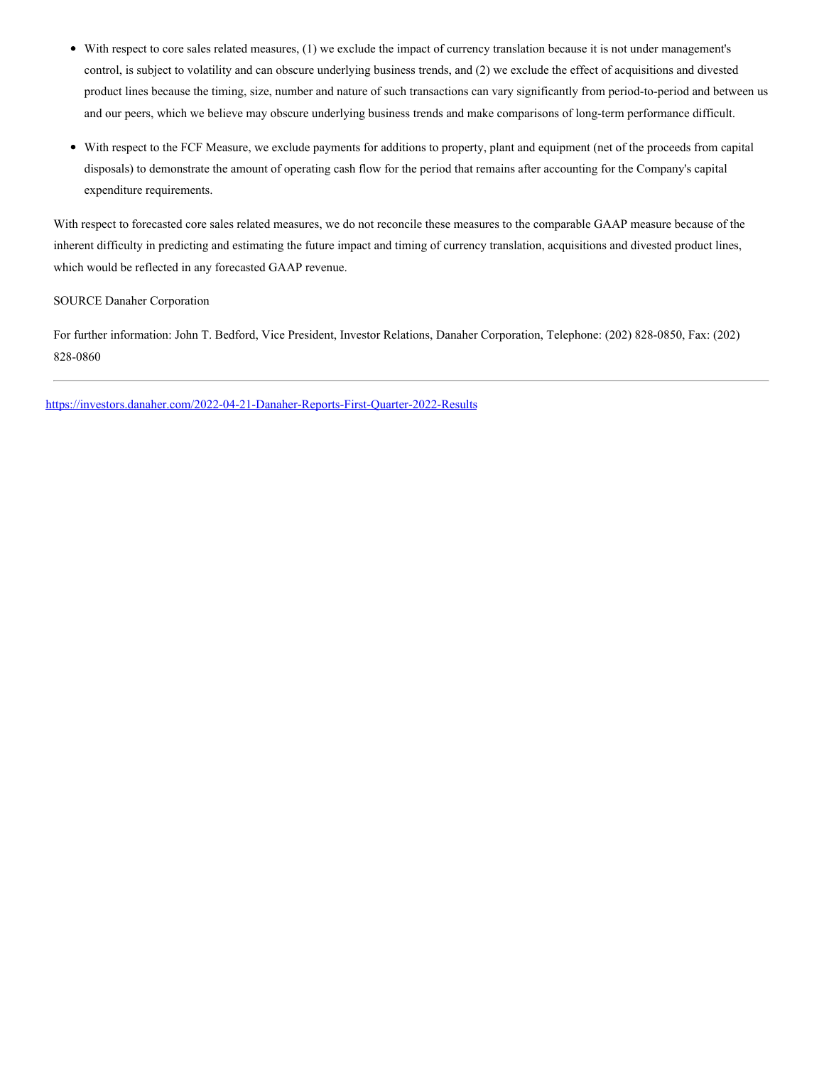- With respect to core sales related measures, (1) we exclude the impact of currency translation because it is not under management's control, is subject to volatility and can obscure underlying business trends, and (2) we exclude the effect of acquisitions and divested product lines because the timing, size, number and nature of such transactions can vary significantly from period-to-period and between us and our peers, which we believe may obscure underlying business trends and make comparisons of long-term performance difficult.
- With respect to the FCF Measure, we exclude payments for additions to property, plant and equipment (net of the proceeds from capital disposals) to demonstrate the amount of operating cash flow for the period that remains after accounting for the Company's capital expenditure requirements.

With respect to forecasted core sales related measures, we do not reconcile these measures to the comparable GAAP measure because of the inherent difficulty in predicting and estimating the future impact and timing of currency translation, acquisitions and divested product lines, which would be reflected in any forecasted GAAP revenue.

SOURCE Danaher Corporation

For further information: John T. Bedford, Vice President, Investor Relations, Danaher Corporation, Telephone: (202) 828-0850, Fax: (202) 828-0860

---

https://investors.danaher.com/2022-04-21-Danaher-Reports-First-Quarter-2022-Results